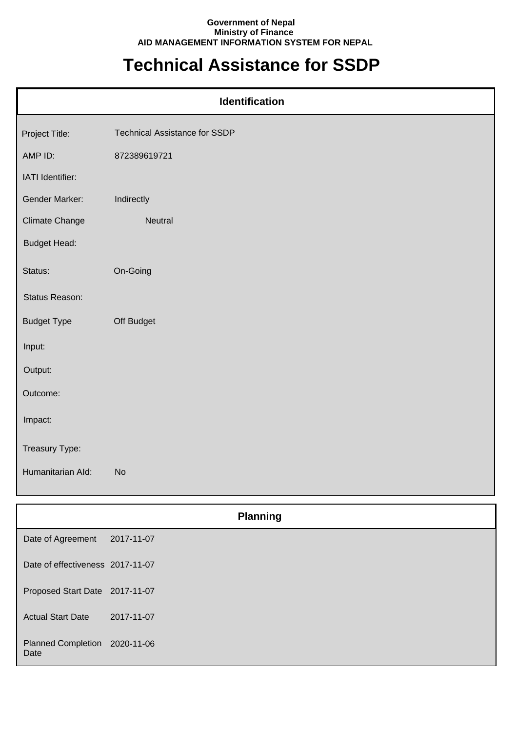**Government of Nepal**
**Ministry of Finance**
**AID MANAGEMENT INFORMATION SYSTEM FOR NEPAL**

# Technical Assistance for SSDP

## Identification

| | |
|---|---|
| Project Title: | Technical Assistance for SSDP |
| AMP ID: | 872389619721 |
| IATI Identifier: | |
| Gender Marker: | Indirectly |
| Climate Change | Neutral |
| Budget Head: | |
| Status: | On-Going |
| Status Reason: | |
| Budget Type | Off Budget |
| Input: | |
| Output: | |
| Outcome: | |
| Impact: | |
| Treasury Type: | |
| Humanitarian AId: | No |

## Planning

| | |
|---|---|
| Date of Agreement | 2017-11-07 |
| Date of effectiveness | 2017-11-07 |
| Proposed Start Date | 2017-11-07 |
| Actual Start Date | 2017-11-07 |
| Planned Completion Date | 2020-11-06 |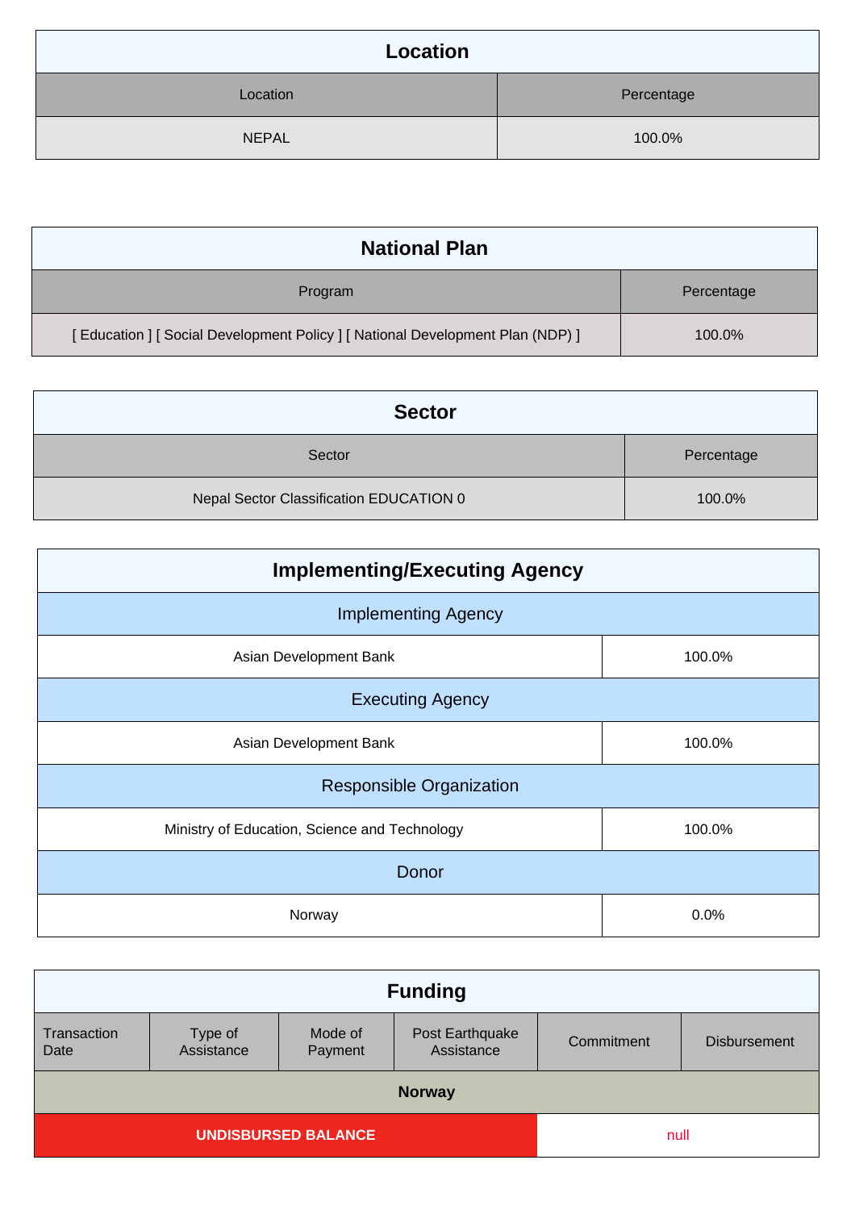## Location

| Location | Percentage |
| --- | --- |
| NEPAL | 100.0% |

## National Plan

| Program | Percentage |
| --- | --- |
| [ Education ] [ Social Development Policy ] [ National Development Plan (NDP) ] | 100.0% |

## Sector

| Sector | Percentage |
| --- | --- |
| Nepal Sector Classification EDUCATION 0 | 100.0% |

## Implementing/Executing Agency

| Implementing Agency | |
| --- | --- |
| Asian Development Bank | 100.0% |
| **Executing Agency** | |
| Asian Development Bank | 100.0% |
| **Responsible Organization** | |
| Ministry of Education, Science and Technology | 100.0% |
| **Donor** | |
| Norway | 0.0% |

## Funding

| Transaction Date | Type of Assistance | Mode of Payment | Post Earthquake Assistance | Commitment | Disbursement |
| --- | --- | --- | --- | --- | --- |
| **Norway** | | | | | |
| **UNDISBURSED BALANCE** | | | | null | |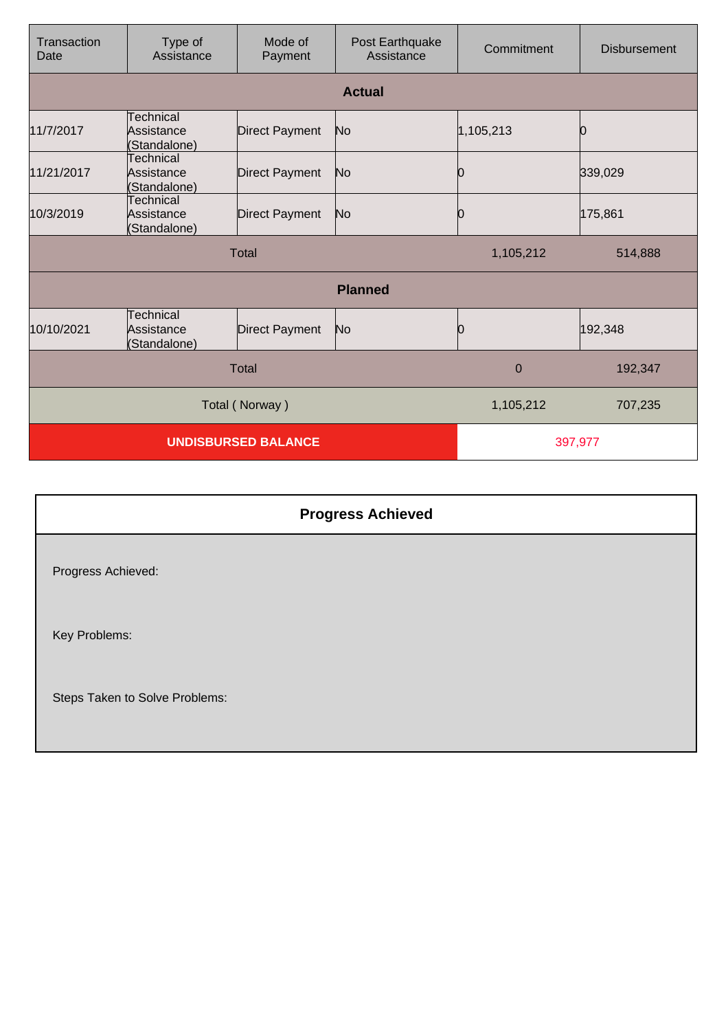| Transaction Date | Type of Assistance | Mode of Payment | Post Earthquake Assistance | Commitment | Disbursement |
|---|---|---|---|---|---|
| **Actual** | | | | | |
| 11/7/2017 | Technical Assistance (Standalone) | Direct Payment | No | 1,105,213 | 0 |
| 11/21/2017 | Technical Assistance (Standalone) | Direct Payment | No | 0 | 339,029 |
| 10/3/2019 | Technical Assistance (Standalone) | Direct Payment | No | 0 | 175,861 |
| Total | | | | 1,105,212 | 514,888 |
| **Planned** | | | | | |
| 10/10/2021 | Technical Assistance (Standalone) | Direct Payment | No | 0 | 192,348 |
| Total | | | | 0 | 192,347 |
| Total ( Norway ) | | | | 1,105,212 | 707,235 |
| **UNDISBURSED BALANCE** | | | | 397,977 | |

## Progress Achieved

Progress Achieved:

Key Problems:

Steps Taken to Solve Problems: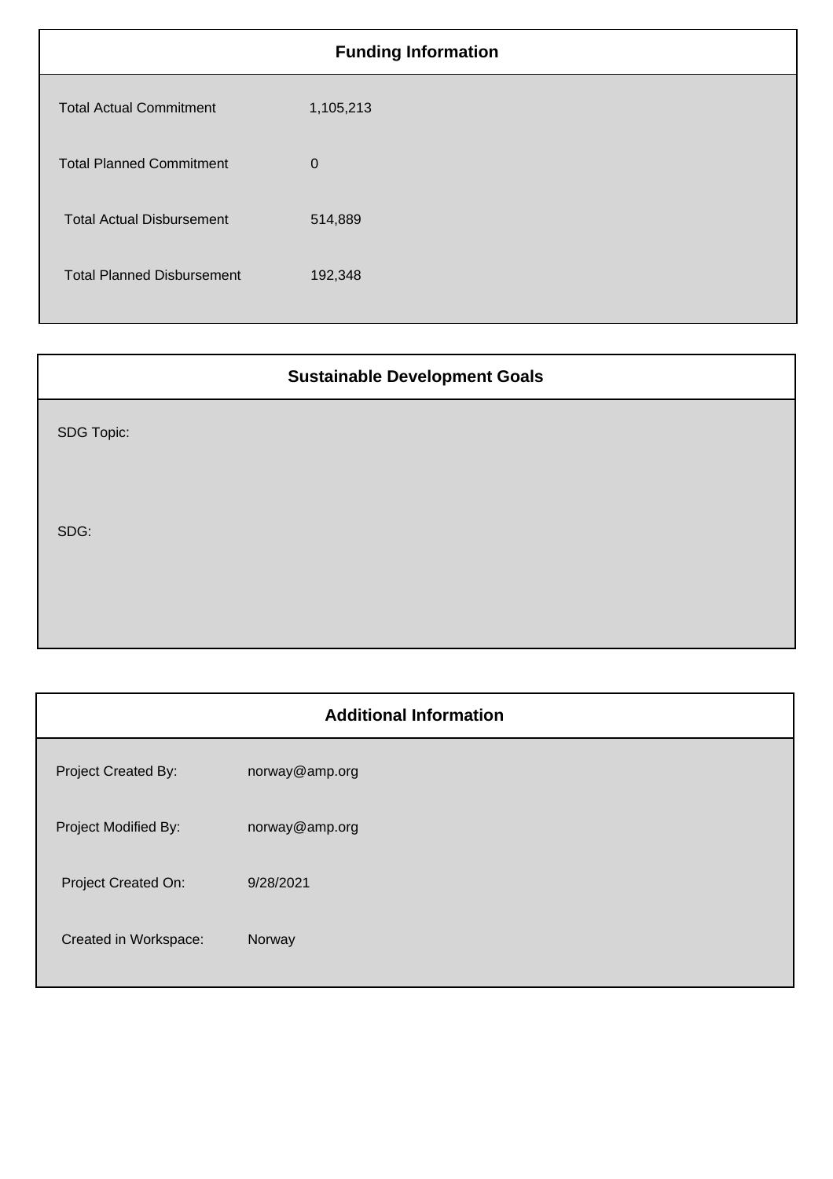## Funding Information

| | |
|---|---|
| Total Actual Commitment | 1,105,213 |
| Total Planned Commitment | 0 |
| Total Actual Disbursement | 514,889 |
| Total Planned Disbursement | 192,348 |

## Sustainable Development Goals

SDG Topic:

SDG:

## Additional Information

| | |
|---|---|
| Project Created By: | norway@amp.org |
| Project Modified By: | norway@amp.org |
| Project Created On: | 9/28/2021 |
| Created in Workspace: | Norway |